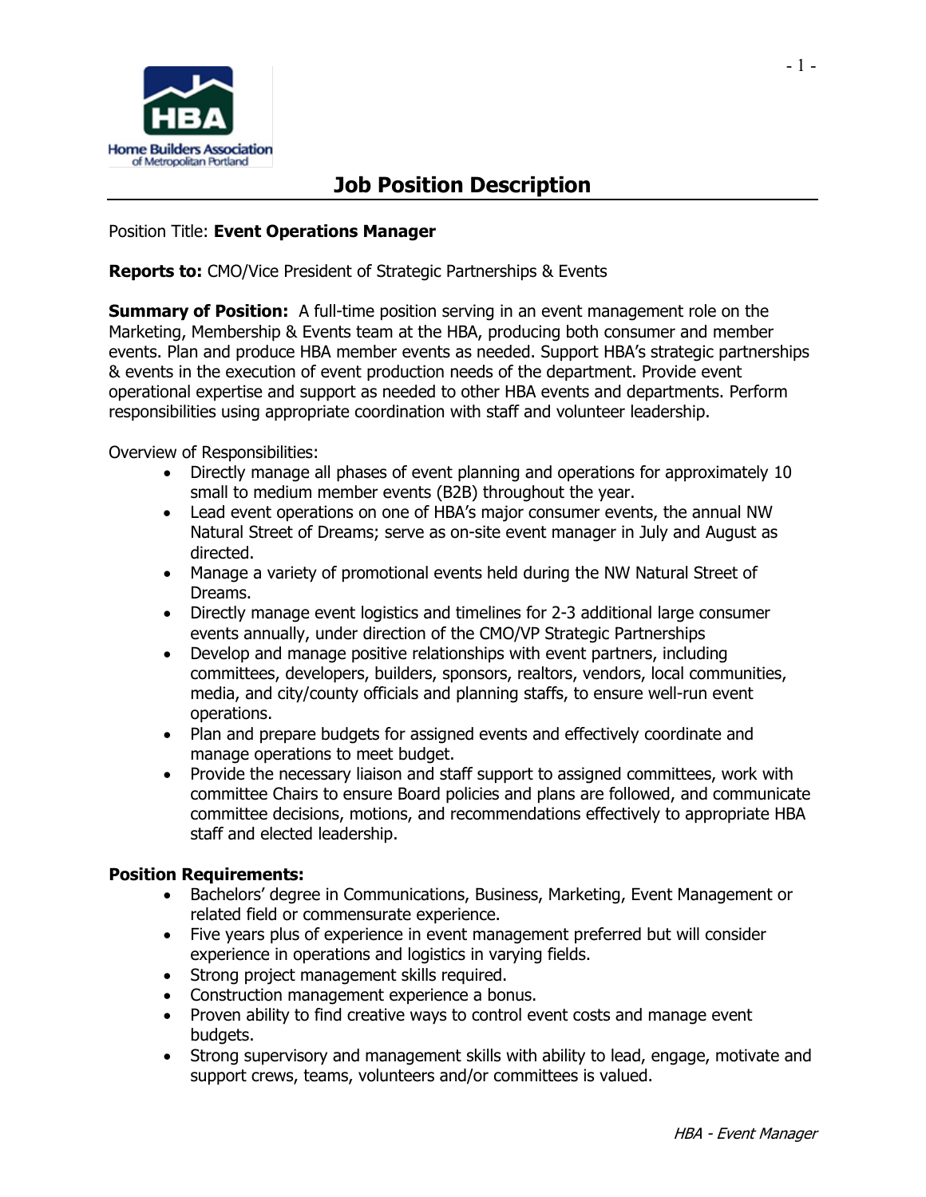# Job Position Description

Position Title: **Event Operations Manager**

**Reports to:** CMO/Vice President of Strategic Partnerships & Events

**Summary of Position:** A full-time position serving in an event management role on the Marketing, Membership & Events team at the HBA, producing both consumer and member events. Plan and produce HBA member events as needed. Support HBA's strategic partnerships & events in the execution of event production needs of the department. Provide event operational expertise and support as needed to other HBA events and departments. Perform responsibilities using appropriate coordination with staff and volunteer leadership.

Overview of Responsibilities:

- Directly manage all phases of event planning and operations for approximately 10 small to medium member events (B2B) throughout the year.
- Lead event operations on one of HBA's major consumer events, the annual NW Natural Street of Dreams; serve as on-site event manager in July and August as directed.
- Manage a variety of promotional events held during the NW Natural Street of Dreams.
- Directly manage event logistics and timelines for 2-3 additional large consumer events annually, under direction of the CMO/VP Strategic Partnerships
- Develop and manage positive relationships with event partners, including committees, developers, builders, sponsors, realtors, vendors, local communities, media, and city/county officials and planning staffs, to ensure well-run event operations.
- Plan and prepare budgets for assigned events and effectively coordinate and manage operations to meet budget.
- Provide the necessary liaison and staff support to assigned committees, work with committee Chairs to ensure Board policies and plans are followed, and communicate committee decisions, motions, and recommendations effectively to appropriate HBA staff and elected leadership.

**Position Requirements:**

- Bachelors' degree in Communications, Business, Marketing, Event Management or related field or commensurate experience.
- Five years plus of experience in event management preferred but will consider experience in operations and logistics in varying fields.
- Strong project management skills required.
- Construction management experience a bonus.
- Proven ability to find creative ways to control event costs and manage event budgets.
- Strong supervisory and management skills with ability to lead, engage, motivate and support crews, teams, volunteers and/or committees is valued.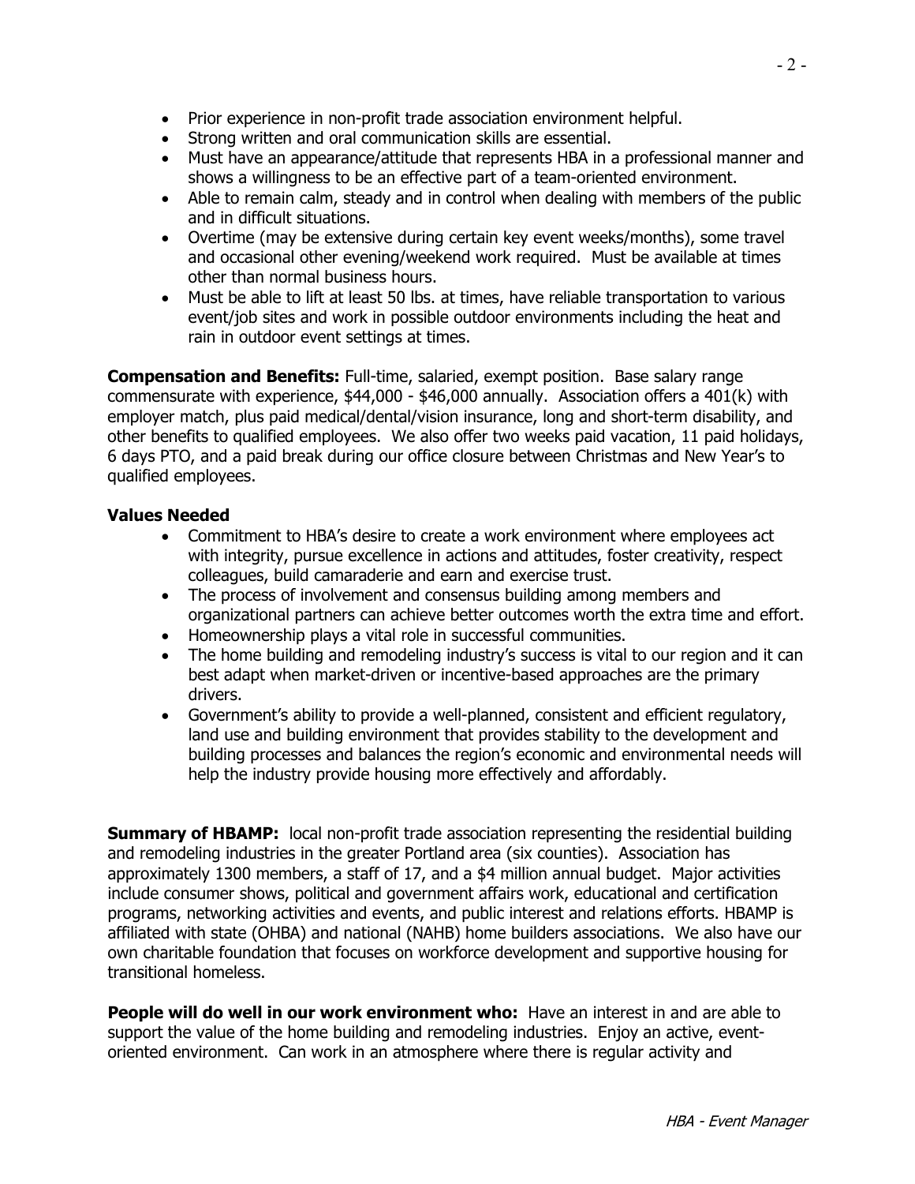- Prior experience in non-profit trade association environment helpful.
- Strong written and oral communication skills are essential.
- Must have an appearance/attitude that represents HBA in a professional manner and shows a willingness to be an effective part of a team-oriented environment.
- Able to remain calm, steady and in control when dealing with members of the public and in difficult situations.
- Overtime (may be extensive during certain key event weeks/months), some travel and occasional other evening/weekend work required. Must be available at times other than normal business hours.
- Must be able to lift at least 50 lbs. at times, have reliable transportation to various event/job sites and work in possible outdoor environments including the heat and rain in outdoor event settings at times.

**Compensation and Benefits:** Full-time, salaried, exempt position. Base salary range commensurate with experience, $44,000 - $46,000 annually. Association offers a 401(k) with employer match, plus paid medical/dental/vision insurance, long and short-term disability, and other benefits to qualified employees. We also offer two weeks paid vacation, 11 paid holidays, 6 days PTO, and a paid break during our office closure between Christmas and New Year's to qualified employees.

**Values Needed**

- Commitment to HBA's desire to create a work environment where employees act with integrity, pursue excellence in actions and attitudes, foster creativity, respect colleagues, build camaraderie and earn and exercise trust.
- The process of involvement and consensus building among members and organizational partners can achieve better outcomes worth the extra time and effort.
- Homeownership plays a vital role in successful communities.
- The home building and remodeling industry's success is vital to our region and it can best adapt when market-driven or incentive-based approaches are the primary drivers.
- Government's ability to provide a well-planned, consistent and efficient regulatory, land use and building environment that provides stability to the development and building processes and balances the region's economic and environmental needs will help the industry provide housing more effectively and affordably.

**Summary of HBAMP:** local non-profit trade association representing the residential building and remodeling industries in the greater Portland area (six counties). Association has approximately 1300 members, a staff of 17, and a $4 million annual budget. Major activities include consumer shows, political and government affairs work, educational and certification programs, networking activities and events, and public interest and relations efforts. HBAMP is affiliated with state (OHBA) and national (NAHB) home builders associations. We also have our own charitable foundation that focuses on workforce development and supportive housing for transitional homeless.

**People will do well in our work environment who:** Have an interest in and are able to support the value of the home building and remodeling industries. Enjoy an active, event-oriented environment. Can work in an atmosphere where there is regular activity and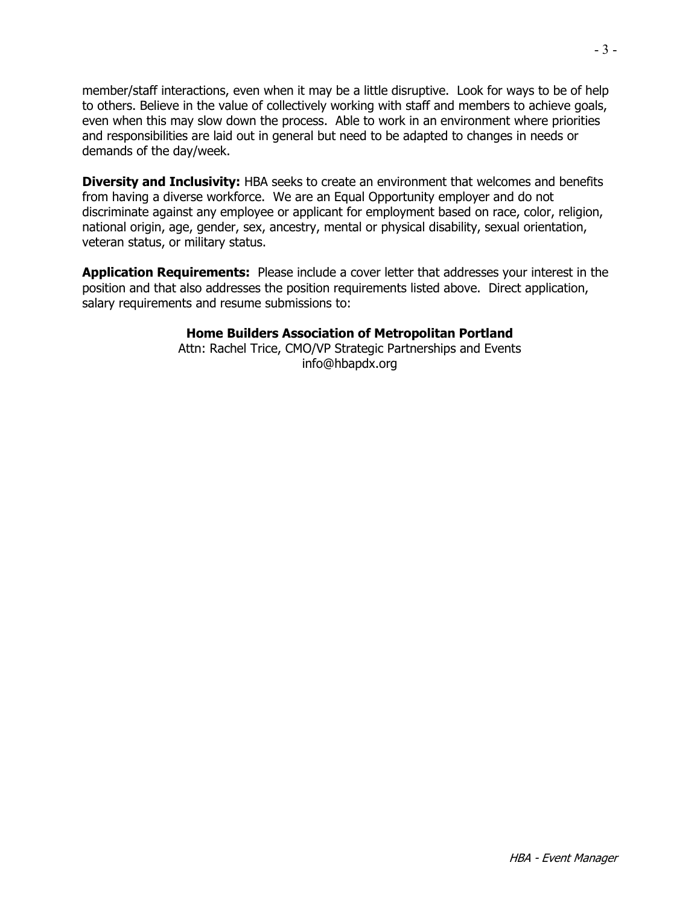member/staff interactions, even when it may be a little disruptive. Look for ways to be of help to others. Believe in the value of collectively working with staff and members to achieve goals, even when this may slow down the process. Able to work in an environment where priorities and responsibilities are laid out in general but need to be adapted to changes in needs or demands of the day/week.

**Diversity and Inclusivity:** HBA seeks to create an environment that welcomes and benefits from having a diverse workforce. We are an Equal Opportunity employer and do not discriminate against any employee or applicant for employment based on race, color, religion, national origin, age, gender, sex, ancestry, mental or physical disability, sexual orientation, veteran status, or military status.

**Application Requirements:** Please include a cover letter that addresses your interest in the position and that also addresses the position requirements listed above. Direct application, salary requirements and resume submissions to:

**Home Builders Association of Metropolitan Portland**
Attn: Rachel Trice, CMO/VP Strategic Partnerships and Events
info@hbapdx.org